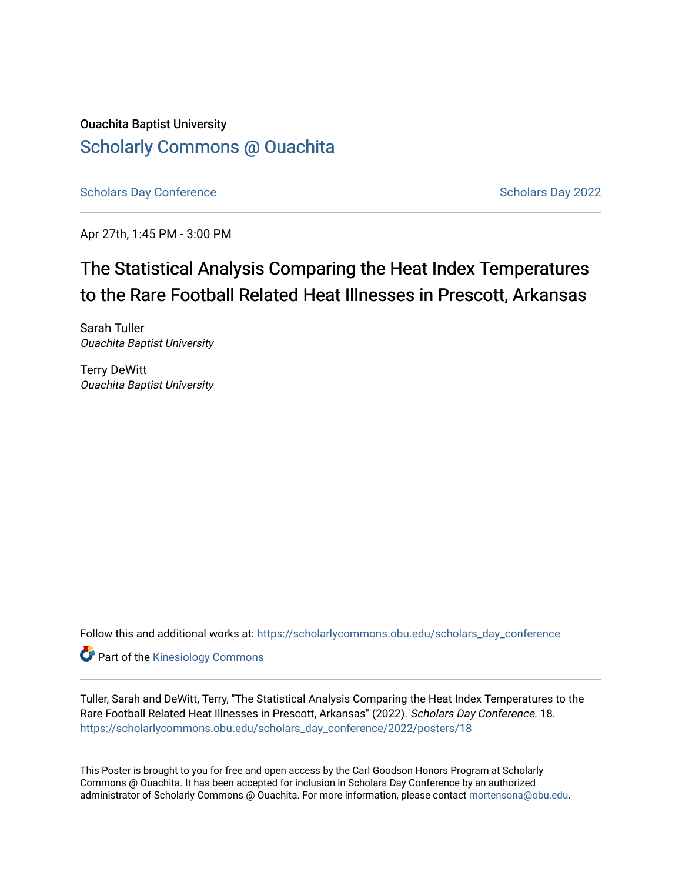Ouachita Baptist University

## Scholarly Commons @ Ouachita

Scholars Day Conference

Scholars Day 2022

Apr 27th, 1:45 PM - 3:00 PM

# The Statistical Analysis Comparing the Heat Index Temperatures to the Rare Football Related Heat Illnesses in Prescott, Arkansas

Sarah Tuller
*Ouachita Baptist University*

Terry DeWitt
*Ouachita Baptist University*

Follow this and additional works at: https://scholarlycommons.obu.edu/scholars_day_conference

Part of the Kinesiology Commons

Tuller, Sarah and DeWitt, Terry, "The Statistical Analysis Comparing the Heat Index Temperatures to the Rare Football Related Heat Illnesses in Prescott, Arkansas" (2022). *Scholars Day Conference*. 18. https://scholarlycommons.obu.edu/scholars_day_conference/2022/posters/18

This Poster is brought to you for free and open access by the Carl Goodson Honors Program at Scholarly Commons @ Ouachita. It has been accepted for inclusion in Scholars Day Conference by an authorized administrator of Scholarly Commons @ Ouachita. For more information, please contact mortensona@obu.edu.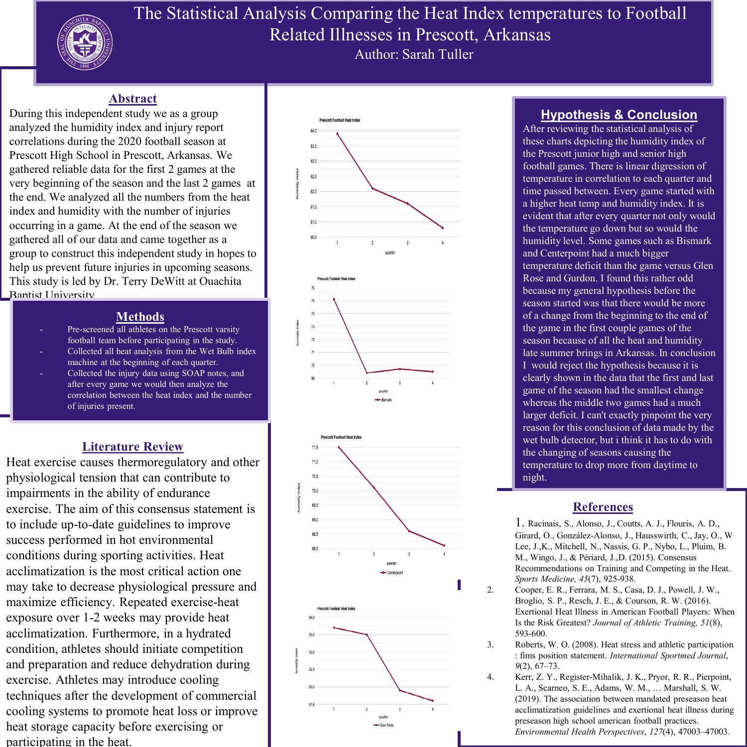# The Statistical Analysis Comparing the Heat Index temperatures to Football Related Illnesses in Prescott, Arkansas

Author: Sarah Tuller

## Abstract

During this independent study we as a group analyzed the humidity index and injury report correlations during the 2020 football season at Prescott High School in Prescott, Arkansas. We gathered reliable data for the first 2 games at the very beginning of the season and the last 2 games at the end. We analyzed all the numbers from the heat index and humidity with the number of injuries occurring in a game. At the end of the season we gathered all of our data and came together as a group to construct this independent study in hopes to help us prevent future injuries in upcoming seasons. This study is led by Dr. Terry DeWitt at Ouachita Baptist University.

## Methods

- Pre-screened all athletes on the Prescott varsity football team before participating in the study.
- Collected all heat analysis from the Wet Bulb index machine at the beginning of each quarter.
- Collected the injury data using SOAP notes, and after every game we would then analyze the correlation between the heat index and the number of injuries present.

## Literature Review

Heat exercise causes thermoregulatory and other physiological tension that can contribute to impairments in the ability of endurance exercise. The aim of this consensus statement is to include up-to-date guidelines to improve success performed in hot environmental conditions during sporting activities. Heat acclimatization is the most critical action one may take to decrease physiological pressure and maximize efficiency. Repeated exercise-heat exposure over 1-2 weeks may provide heat acclimatization. Furthermore, in a hydrated condition, athletes should initiate competition and preparation and reduce dehydration during exercise. Athletes may introduce cooling techniques after the development of commercial cooling systems to promote heat loss or improve heat storage capacity before exercising or participating in the heat.

Prescott Football Heat Index
humidity index
84.0 83.5 83.0 82.5 82.0 81.5 81.0 80.5
1 2 3 4
quarter

Prescott Football Heat Index
humidity index
76 75 74 73 72 71 70 69
1 2 3 4
quarter
Bismark

Prescott Football Heat Index
humidity index
71.5 71.0 70.5 70.0 69.5 69.0 68.5 68.0
1 2 3 4
quarter
Centerpoint

Prescott Football Heat Index
humidity index
54.0 53.5 53.0 52.5 52.0 51.5
1 2 3 4
quarter
Glen Rose

## Hypothesis & Conclusion

After reviewing the statistical analysis of these charts depicting the humidity index of the Prescott junior high and senior high football games. There is linear digression of temperature in correlation to each quarter and time passed between. Every game started with a higher heat temp and humidity index. It is evident that after every quarter not only would the temperature go down but so would the humidity level. Some games such as Bismark and Centerpoint had a much bigger temperature deficit than the game versus Glen Rose and Gurdon. I found this rather odd because my general hypothesis before the season started was that there would be more of a change from the beginning to the end of the game in the first couple games of the season because of all the heat and humidity late summer brings in Arkansas. In conclusion I would reject the hypothesis because it is clearly shown in the data that the first and last game of the season had the smallest change whereas the middle two games had a much larger deficit. I can't exactly pinpoint the very reason for this conclusion of data made by the wet bulb detector, but i think it has to do with the changing of seasons causing the temperature to drop more from daytime to night.

## References

1. Racinais, S., Alonso, J., Coutts, A. J., Flouris, A. D., Girard, O., González-Alonso, J., Hausswirth, C., Jay, O., W Lee, J.,K., Mitchell, N., Nassis, G. P., Nybo, L., Pluim, B. M., Wingo, J., & Périard, J.,D. (2015). Consensus Recommendations on Training and Competing in the Heat. *Sports Medicine, 45*(7), 925-938.
2. Cooper, E. R., Ferrara, M. S., Casa, D. J., Powell, J. W., Broglio, S. P., Resch, J. E., & Courson, R. W. (2016). Exertional Heat Illness in American Football Players: When Is the Risk Greatest? *Journal of Athletic Training, 51*(8), 593-600.
3. Roberts, W. O. (2008). Heat stress and athletic participation : fims position statement. *International Sportmed Journal*, *9*(2), 67–73.
4. Kerr, Z. Y., Register-Mihalik, J. K., Pryor, R. R., Pierpoint, L. A., Scarneo, S. E., Adams, W. M., … Marshall, S. W. (2019). The association between mandated preseason heat acclimatization guidelines and exertional heat illness during preseason high school american football practices. *Environmental Health Perspectives*, *127*(4), 47003–47003.